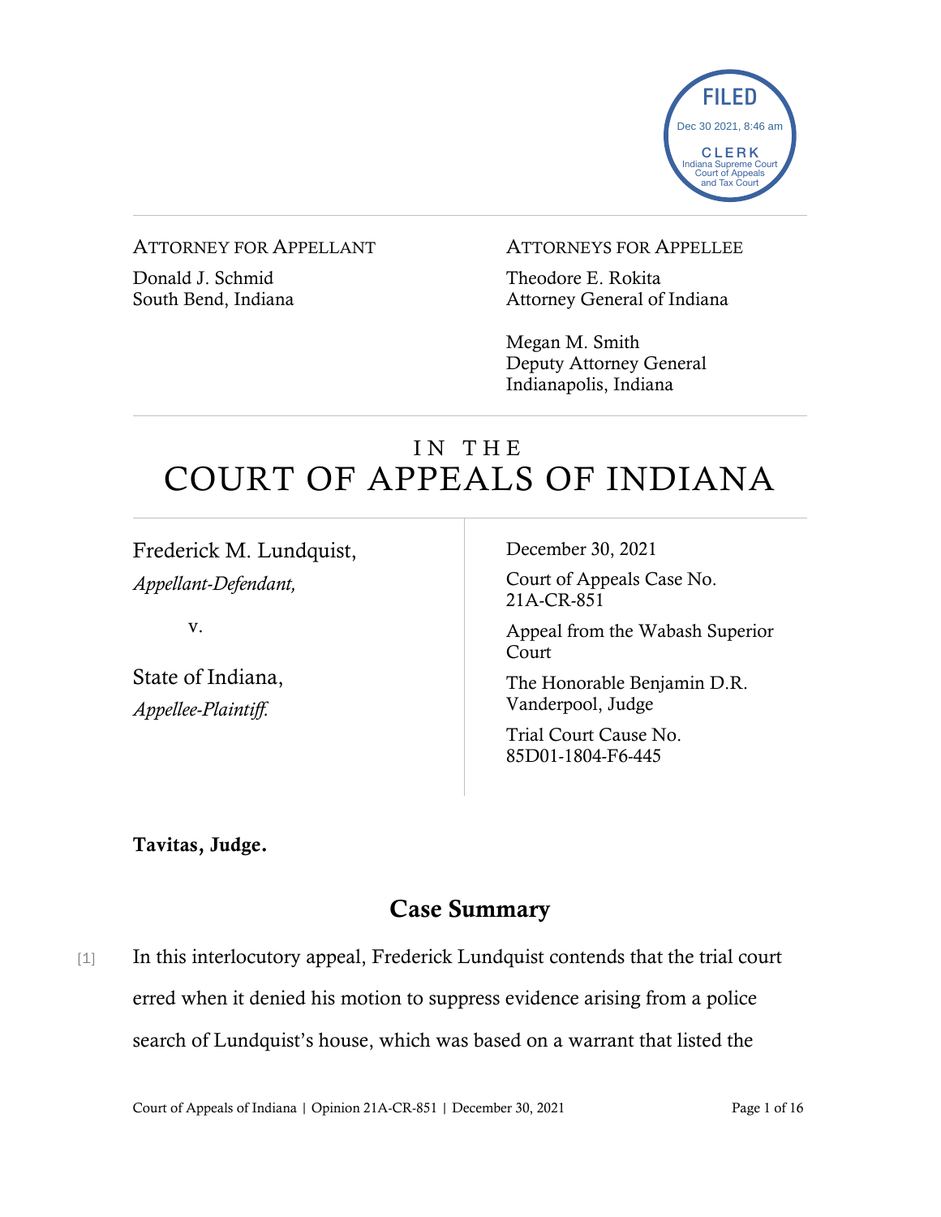FILED
Dec 30 2021, 8:46 am
CLERK
Indiana Supreme Court
Court of Appeals
and Tax Court

ATTORNEY FOR APPELLANT

Donald J. Schmid
South Bend, Indiana

ATTORNEYS FOR APPELLEE

Theodore E. Rokita
Attorney General of Indiana

Megan M. Smith
Deputy Attorney General
Indianapolis, Indiana

# IN THE COURT OF APPEALS OF INDIANA

Frederick M. Lundquist,
*Appellant-Defendant,*

v.

State of Indiana,
*Appellee-Plaintiff.*

December 30, 2021

Court of Appeals Case No. 21A-CR-851

Appeal from the Wabash Superior Court

The Honorable Benjamin D.R. Vanderpool, Judge

Trial Court Cause No. 85D01-1804-F6-445

**Tavitas, Judge.**

## Case Summary

[1] In this interlocutory appeal, Frederick Lundquist contends that the trial court erred when it denied his motion to suppress evidence arising from a police search of Lundquist's house, which was based on a warrant that listed the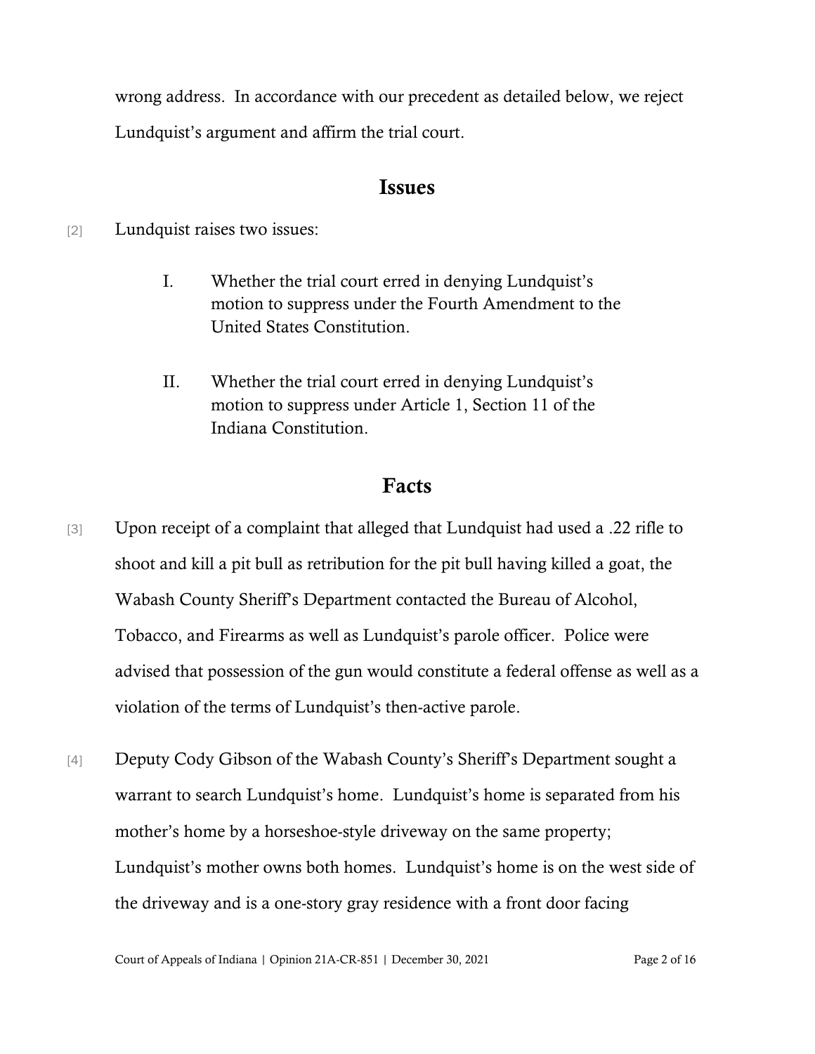wrong address. In accordance with our precedent as detailed below, we reject Lundquist's argument and affirm the trial court.

## Issues

[2] Lundquist raises two issues:

> I. Whether the trial court erred in denying Lundquist's motion to suppress under the Fourth Amendment to the United States Constitution.
>
> II. Whether the trial court erred in denying Lundquist's motion to suppress under Article 1, Section 11 of the Indiana Constitution.

## Facts

[3] Upon receipt of a complaint that alleged that Lundquist had used a .22 rifle to shoot and kill a pit bull as retribution for the pit bull having killed a goat, the Wabash County Sheriff's Department contacted the Bureau of Alcohol, Tobacco, and Firearms as well as Lundquist's parole officer. Police were advised that possession of the gun would constitute a federal offense as well as a violation of the terms of Lundquist's then-active parole.

[4] Deputy Cody Gibson of the Wabash County's Sheriff's Department sought a warrant to search Lundquist's home. Lundquist's home is separated from his mother's home by a horseshoe-style driveway on the same property; Lundquist's mother owns both homes. Lundquist's home is on the west side of the driveway and is a one-story gray residence with a front door facing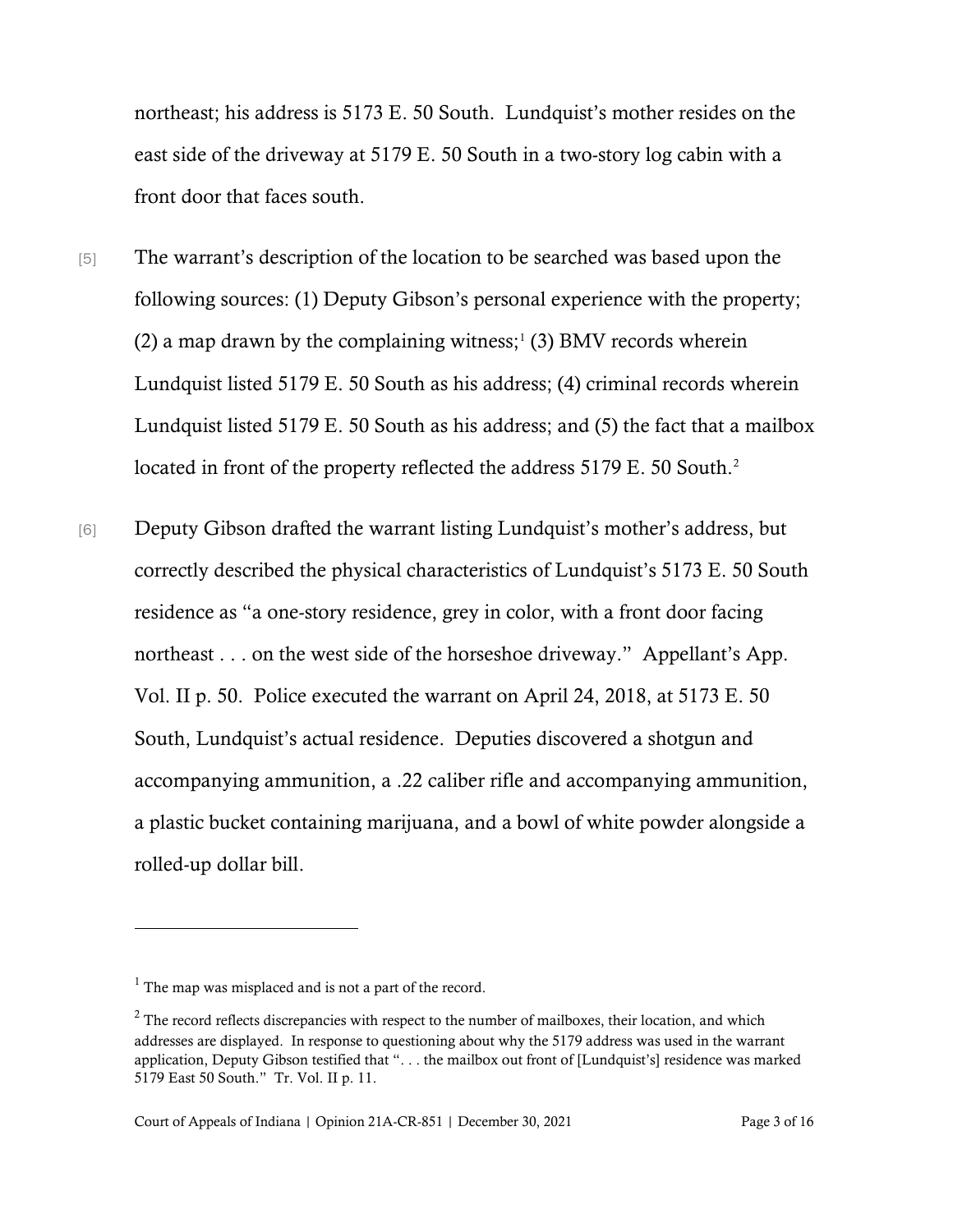northeast; his address is 5173 E. 50 South. Lundquist's mother resides on the east side of the driveway at 5179 E. 50 South in a two-story log cabin with a front door that faces south.

[5] The warrant's description of the location to be searched was based upon the following sources: (1) Deputy Gibson's personal experience with the property; (2) a map drawn by the complaining witness;[1] (3) BMV records wherein Lundquist listed 5179 E. 50 South as his address; (4) criminal records wherein Lundquist listed 5179 E. 50 South as his address; and (5) the fact that a mailbox located in front of the property reflected the address 5179 E. 50 South.[2]

[6] Deputy Gibson drafted the warrant listing Lundquist's mother's address, but correctly described the physical characteristics of Lundquist's 5173 E. 50 South residence as "a one-story residence, grey in color, with a front door facing northeast . . . on the west side of the horseshoe driveway." Appellant's App. Vol. II p. 50. Police executed the warrant on April 24, 2018, at 5173 E. 50 South, Lundquist's actual residence. Deputies discovered a shotgun and accompanying ammunition, a .22 caliber rifle and accompanying ammunition, a plastic bucket containing marijuana, and a bowl of white powder alongside a rolled-up dollar bill.

---

[1] The map was misplaced and is not a part of the record.

[2] The record reflects discrepancies with respect to the number of mailboxes, their location, and which addresses are displayed. In response to questioning about why the 5179 address was used in the warrant application, Deputy Gibson testified that ". . . the mailbox out front of [Lundquist's] residence was marked 5179 East 50 South." Tr. Vol. II p. 11.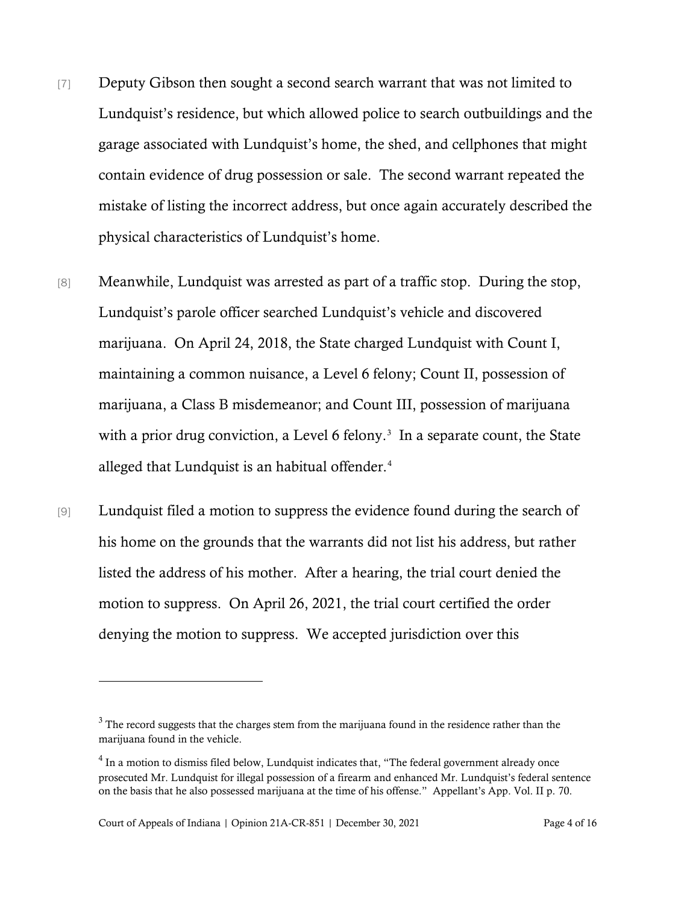[7] Deputy Gibson then sought a second search warrant that was not limited to Lundquist's residence, but which allowed police to search outbuildings and the garage associated with Lundquist's home, the shed, and cellphones that might contain evidence of drug possession or sale. The second warrant repeated the mistake of listing the incorrect address, but once again accurately described the physical characteristics of Lundquist's home.

[8] Meanwhile, Lundquist was arrested as part of a traffic stop. During the stop, Lundquist's parole officer searched Lundquist's vehicle and discovered marijuana. On April 24, 2018, the State charged Lundquist with Count I, maintaining a common nuisance, a Level 6 felony; Count II, possession of marijuana, a Class B misdemeanor; and Count III, possession of marijuana with a prior drug conviction, a Level 6 felony.[3] In a separate count, the State alleged that Lundquist is an habitual offender.[4]

[9] Lundquist filed a motion to suppress the evidence found during the search of his home on the grounds that the warrants did not list his address, but rather listed the address of his mother. After a hearing, the trial court denied the motion to suppress. On April 26, 2021, the trial court certified the order denying the motion to suppress. We accepted jurisdiction over this

---

[3] The record suggests that the charges stem from the marijuana found in the residence rather than the marijuana found in the vehicle.

[4] In a motion to dismiss filed below, Lundquist indicates that, "The federal government already once prosecuted Mr. Lundquist for illegal possession of a firearm and enhanced Mr. Lundquist's federal sentence on the basis that he also possessed marijuana at the time of his offense." Appellant's App. Vol. II p. 70.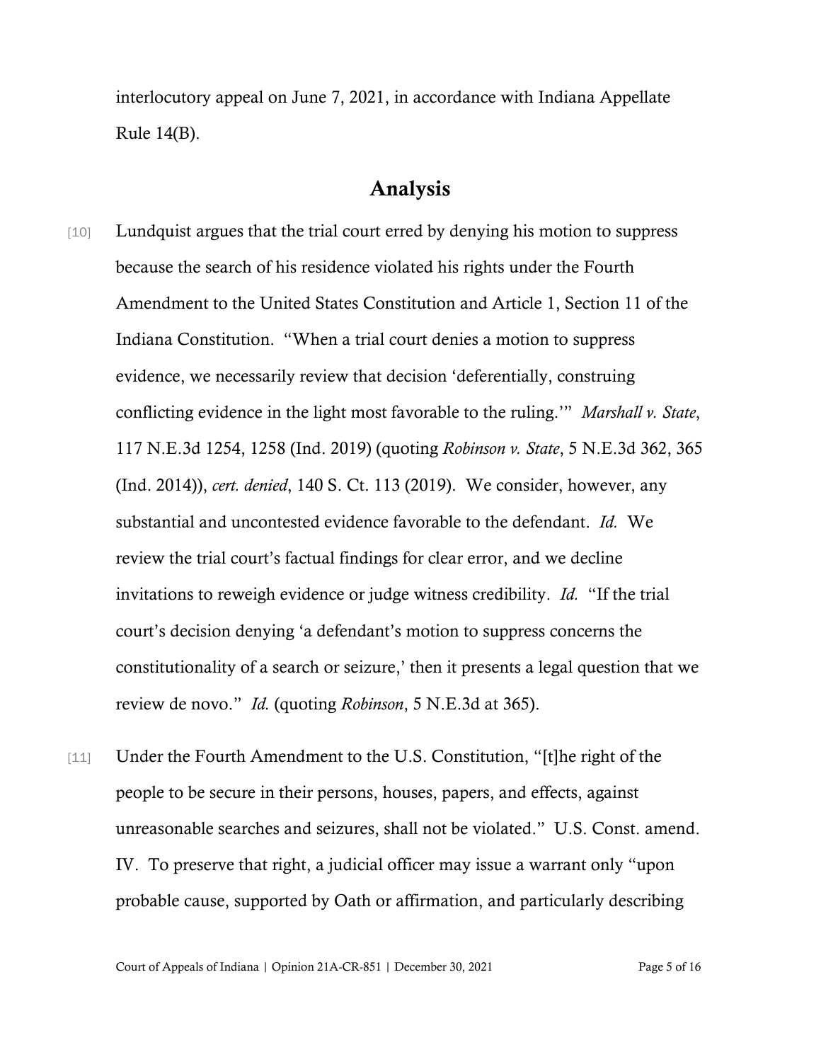interlocutory appeal on June 7, 2021, in accordance with Indiana Appellate Rule 14(B).

## Analysis

[10] Lundquist argues that the trial court erred by denying his motion to suppress because the search of his residence violated his rights under the Fourth Amendment to the United States Constitution and Article 1, Section 11 of the Indiana Constitution. "When a trial court denies a motion to suppress evidence, we necessarily review that decision 'deferentially, construing conflicting evidence in the light most favorable to the ruling.'" *Marshall v. State*, 117 N.E.3d 1254, 1258 (Ind. 2019) (quoting *Robinson v. State*, 5 N.E.3d 362, 365 (Ind. 2014)), *cert. denied*, 140 S. Ct. 113 (2019). We consider, however, any substantial and uncontested evidence favorable to the defendant. *Id.* We review the trial court's factual findings for clear error, and we decline invitations to reweigh evidence or judge witness credibility. *Id.* "If the trial court's decision denying 'a defendant's motion to suppress concerns the constitutionality of a search or seizure,' then it presents a legal question that we review de novo." *Id.* (quoting *Robinson*, 5 N.E.3d at 365).

[11] Under the Fourth Amendment to the U.S. Constitution, "[t]he right of the people to be secure in their persons, houses, papers, and effects, against unreasonable searches and seizures, shall not be violated." U.S. Const. amend. IV. To preserve that right, a judicial officer may issue a warrant only "upon probable cause, supported by Oath or affirmation, and particularly describing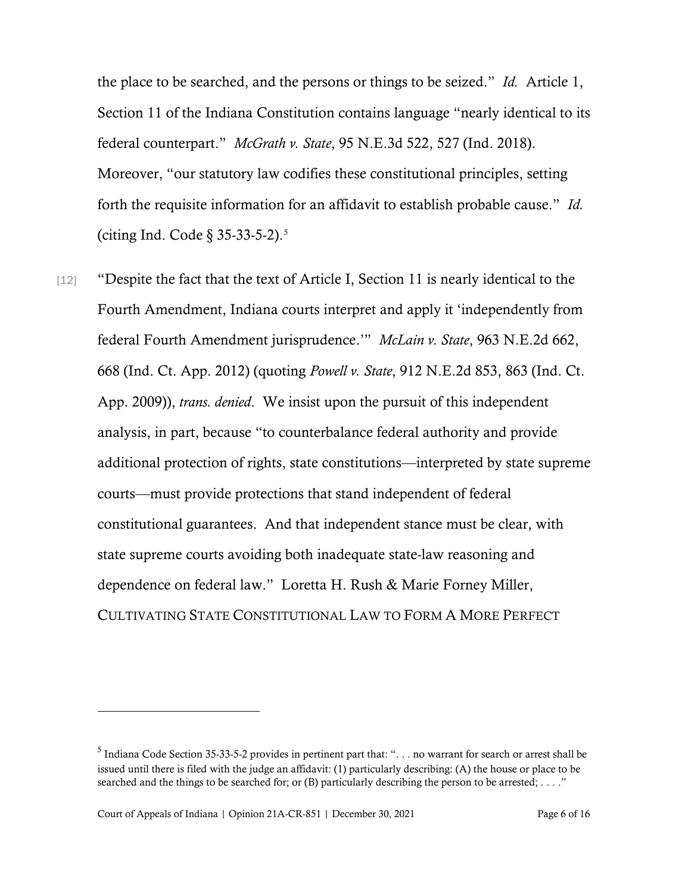the place to be searched, and the persons or things to be seized." *Id.* Article 1, Section 11 of the Indiana Constitution contains language "nearly identical to its federal counterpart." *McGrath v. State*, 95 N.E.3d 522, 527 (Ind. 2018). Moreover, "our statutory law codifies these constitutional principles, setting forth the requisite information for an affidavit to establish probable cause." *Id.* (citing Ind. Code § 35-33-5-2).[5]

[12] "Despite the fact that the text of Article I, Section 11 is nearly identical to the Fourth Amendment, Indiana courts interpret and apply it 'independently from federal Fourth Amendment jurisprudence.'" *McLain v. State*, 963 N.E.2d 662, 668 (Ind. Ct. App. 2012) (quoting *Powell v. State*, 912 N.E.2d 853, 863 (Ind. Ct. App. 2009)), *trans. denied*. We insist upon the pursuit of this independent analysis, in part, because "to counterbalance federal authority and provide additional protection of rights, state constitutions—interpreted by state supreme courts—must provide protections that stand independent of federal constitutional guarantees. And that independent stance must be clear, with state supreme courts avoiding both inadequate state-law reasoning and dependence on federal law." Loretta H. Rush & Marie Forney Miller, CULTIVATING STATE CONSTITUTIONAL LAW TO FORM A MORE PERFECT

---

[5] Indiana Code Section 35-33-5-2 provides in pertinent part that: ". . . no warrant for search or arrest shall be issued until there is filed with the judge an affidavit: (1) particularly describing: (A) the house or place to be searched and the things to be searched for; or (B) particularly describing the person to be arrested; . . . ."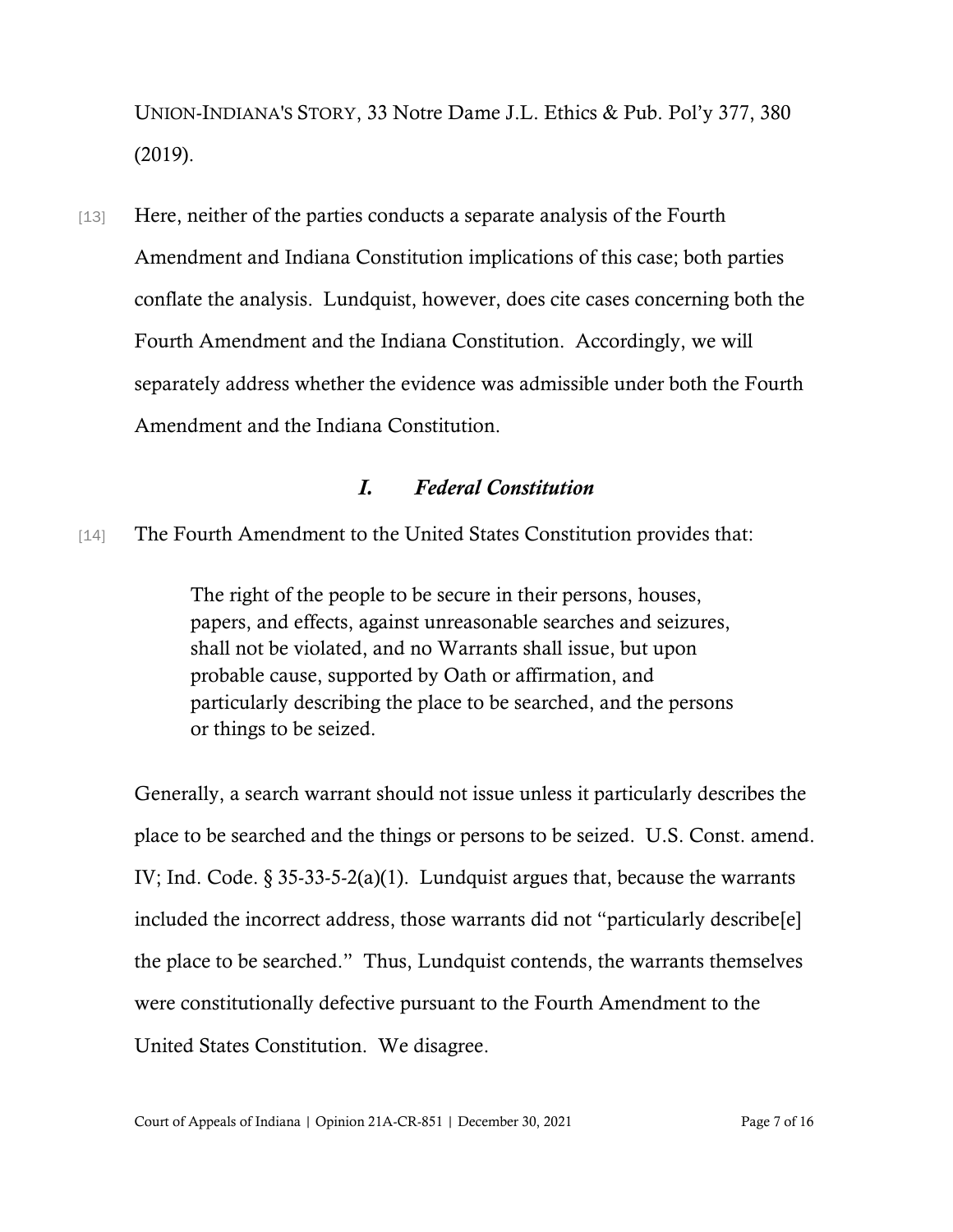UNION-INDIANA'S STORY, 33 Notre Dame J.L. Ethics & Pub. Pol'y 377, 380 (2019).

[13] Here, neither of the parties conducts a separate analysis of the Fourth Amendment and Indiana Constitution implications of this case; both parties conflate the analysis. Lundquist, however, does cite cases concerning both the Fourth Amendment and the Indiana Constitution. Accordingly, we will separately address whether the evidence was admissible under both the Fourth Amendment and the Indiana Constitution.

### *I. Federal Constitution*

[14] The Fourth Amendment to the United States Constitution provides that:

> The right of the people to be secure in their persons, houses, papers, and effects, against unreasonable searches and seizures, shall not be violated, and no Warrants shall issue, but upon probable cause, supported by Oath or affirmation, and particularly describing the place to be searched, and the persons or things to be seized.

Generally, a search warrant should not issue unless it particularly describes the place to be searched and the things or persons to be seized. U.S. Const. amend. IV; Ind. Code. § 35-33-5-2(a)(1). Lundquist argues that, because the warrants included the incorrect address, those warrants did not "particularly describe[e] the place to be searched." Thus, Lundquist contends, the warrants themselves were constitutionally defective pursuant to the Fourth Amendment to the United States Constitution. We disagree.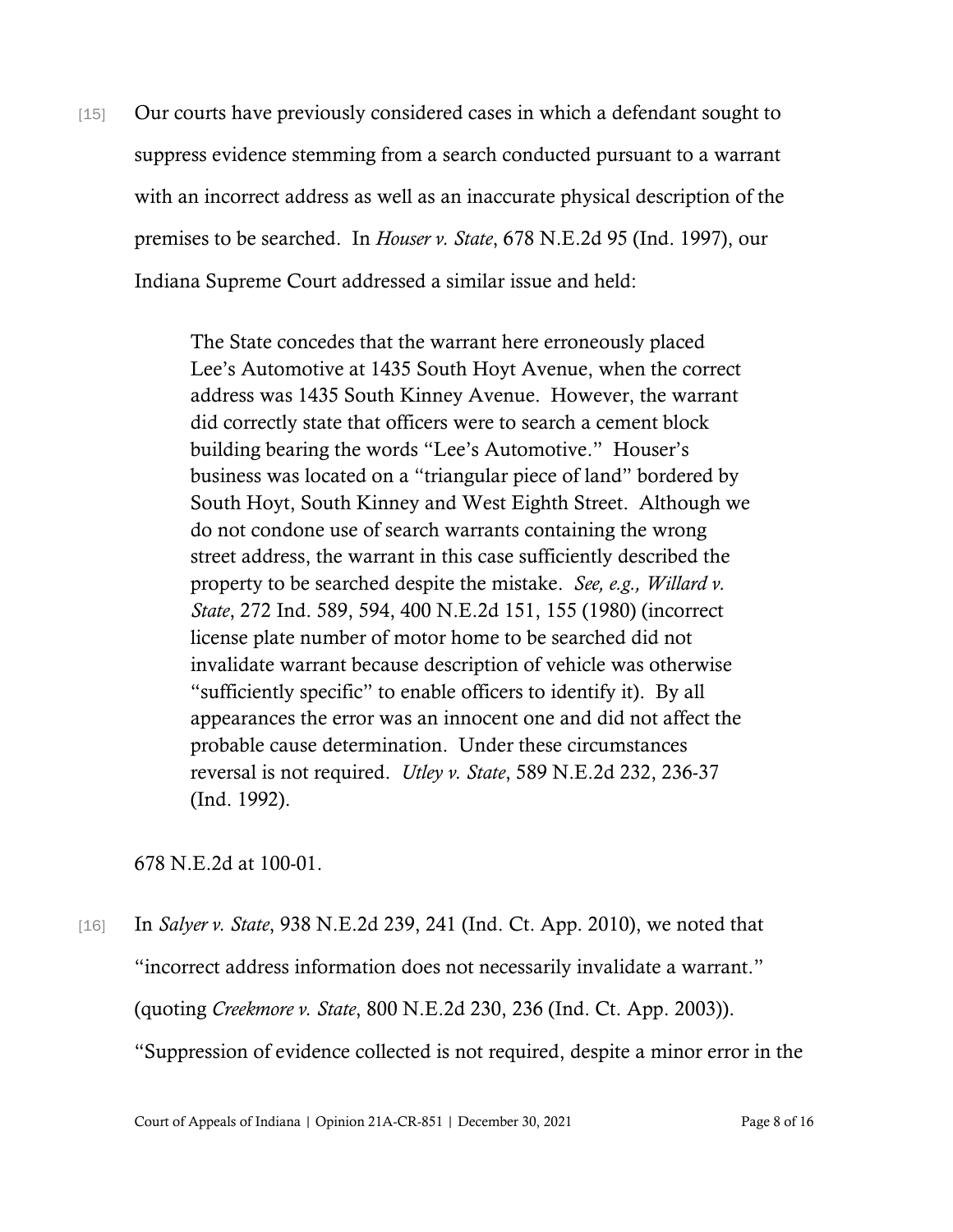[15] Our courts have previously considered cases in which a defendant sought to suppress evidence stemming from a search conducted pursuant to a warrant with an incorrect address as well as an inaccurate physical description of the premises to be searched. In *Houser v. State*, 678 N.E.2d 95 (Ind. 1997), our Indiana Supreme Court addressed a similar issue and held:

> The State concedes that the warrant here erroneously placed Lee's Automotive at 1435 South Hoyt Avenue, when the correct address was 1435 South Kinney Avenue. However, the warrant did correctly state that officers were to search a cement block building bearing the words "Lee's Automotive." Houser's business was located on a "triangular piece of land" bordered by South Hoyt, South Kinney and West Eighth Street. Although we do not condone use of search warrants containing the wrong street address, the warrant in this case sufficiently described the property to be searched despite the mistake. *See, e.g., Willard v. State*, 272 Ind. 589, 594, 400 N.E.2d 151, 155 (1980) (incorrect license plate number of motor home to be searched did not invalidate warrant because description of vehicle was otherwise "sufficiently specific" to enable officers to identify it). By all appearances the error was an innocent one and did not affect the probable cause determination. Under these circumstances reversal is not required. *Utley v. State*, 589 N.E.2d 232, 236-37 (Ind. 1992).

678 N.E.2d at 100-01.

[16] In *Salyer v. State*, 938 N.E.2d 239, 241 (Ind. Ct. App. 2010), we noted that "incorrect address information does not necessarily invalidate a warrant." (quoting *Creekmore v. State*, 800 N.E.2d 230, 236 (Ind. Ct. App. 2003)). "Suppression of evidence collected is not required, despite a minor error in the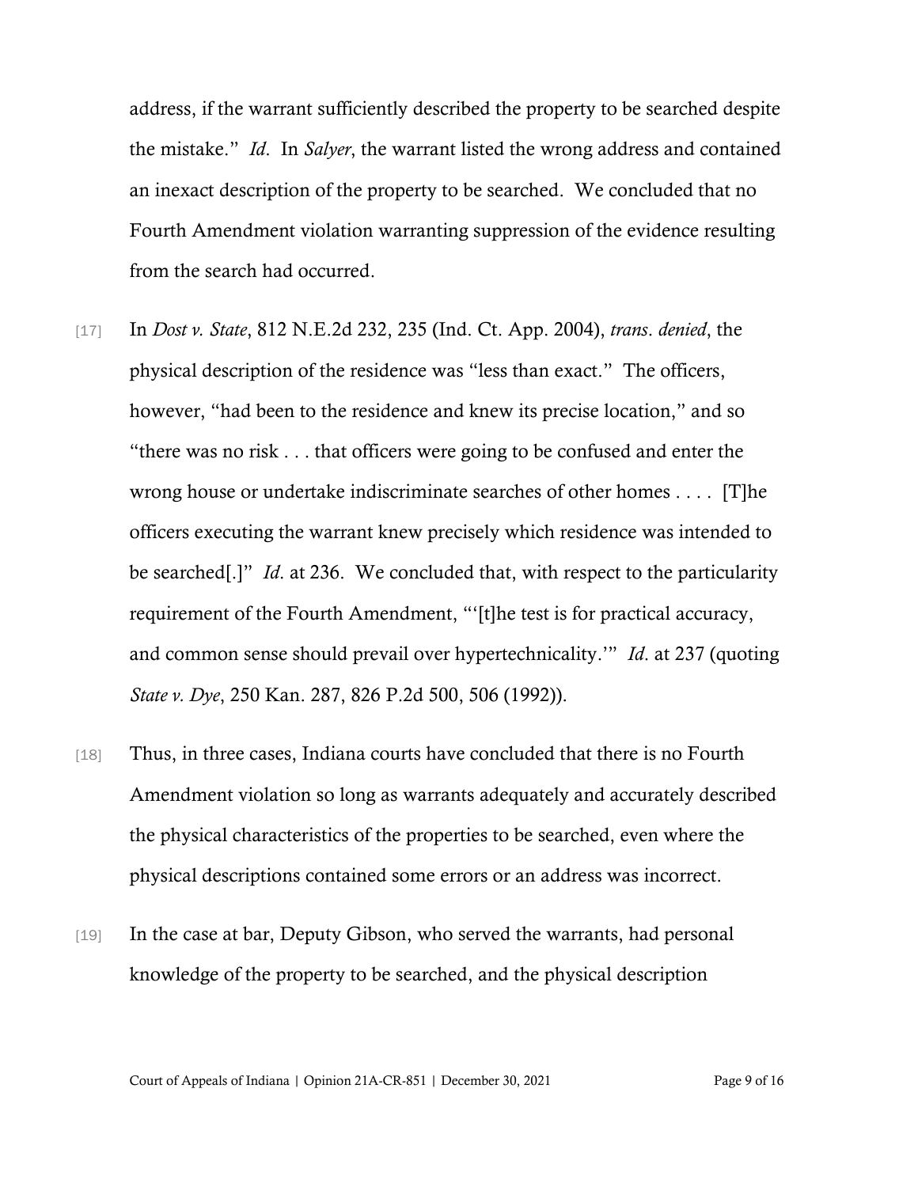address, if the warrant sufficiently described the property to be searched despite the mistake." *Id*. In *Salyer*, the warrant listed the wrong address and contained an inexact description of the property to be searched. We concluded that no Fourth Amendment violation warranting suppression of the evidence resulting from the search had occurred.

[17] In *Dost v. State*, 812 N.E.2d 232, 235 (Ind. Ct. App. 2004), *trans. denied*, the physical description of the residence was "less than exact." The officers, however, "had been to the residence and knew its precise location," and so "there was no risk . . . that officers were going to be confused and enter the wrong house or undertake indiscriminate searches of other homes . . . . [T]he officers executing the warrant knew precisely which residence was intended to be searched[.]" *Id*. at 236. We concluded that, with respect to the particularity requirement of the Fourth Amendment, "'[t]he test is for practical accuracy, and common sense should prevail over hypertechnicality.'" *Id*. at 237 (quoting *State v. Dye*, 250 Kan. 287, 826 P.2d 500, 506 (1992)).

[18] Thus, in three cases, Indiana courts have concluded that there is no Fourth Amendment violation so long as warrants adequately and accurately described the physical characteristics of the properties to be searched, even where the physical descriptions contained some errors or an address was incorrect.

[19] In the case at bar, Deputy Gibson, who served the warrants, had personal knowledge of the property to be searched, and the physical description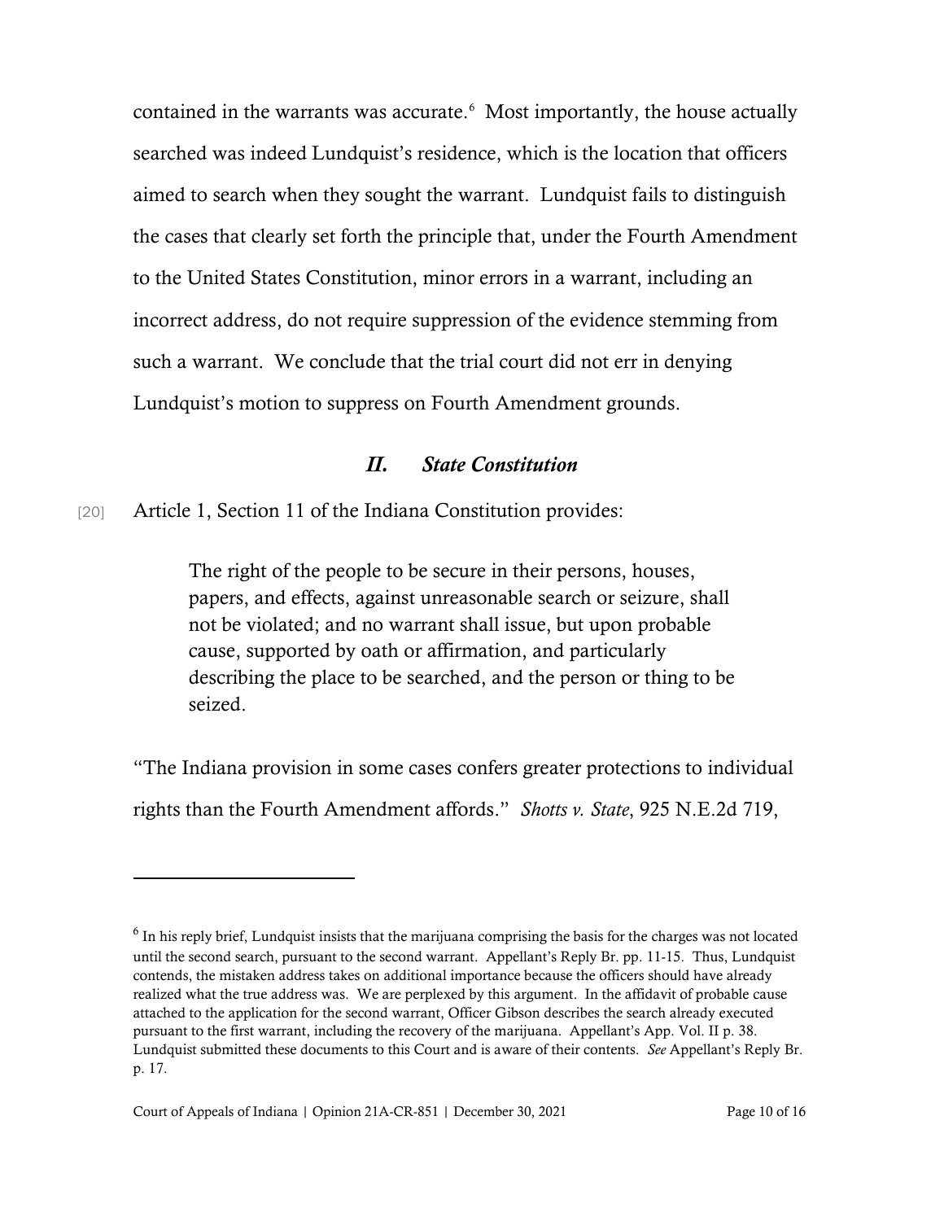contained in the warrants was accurate.[6] Most importantly, the house actually searched was indeed Lundquist's residence, which is the location that officers aimed to search when they sought the warrant. Lundquist fails to distinguish the cases that clearly set forth the principle that, under the Fourth Amendment to the United States Constitution, minor errors in a warrant, including an incorrect address, do not require suppression of the evidence stemming from such a warrant. We conclude that the trial court did not err in denying Lundquist's motion to suppress on Fourth Amendment grounds.

## *II. State Constitution*

[20] Article 1, Section 11 of the Indiana Constitution provides:

> The right of the people to be secure in their persons, houses, papers, and effects, against unreasonable search or seizure, shall not be violated; and no warrant shall issue, but upon probable cause, supported by oath or affirmation, and particularly describing the place to be searched, and the person or thing to be seized.

"The Indiana provision in some cases confers greater protections to individual rights than the Fourth Amendment affords." *Shotts v. State*, 925 N.E.2d 719,

---

[6] In his reply brief, Lundquist insists that the marijuana comprising the basis for the charges was not located until the second search, pursuant to the second warrant. Appellant's Reply Br. pp. 11-15. Thus, Lundquist contends, the mistaken address takes on additional importance because the officers should have already realized what the true address was. We are perplexed by this argument. In the affidavit of probable cause attached to the application for the second warrant, Officer Gibson describes the search already executed pursuant to the first warrant, including the recovery of the marijuana. Appellant's App. Vol. II p. 38. Lundquist submitted these documents to this Court and is aware of their contents. *See* Appellant's Reply Br. p. 17.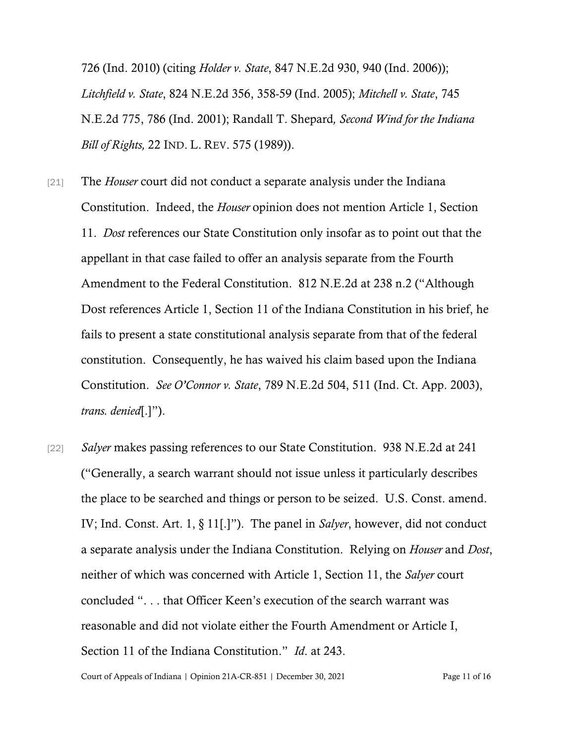726 (Ind. 2010) (citing *Holder v. State*, 847 N.E.2d 930, 940 (Ind. 2006)); *Litchfield v. State*, 824 N.E.2d 356, 358-59 (Ind. 2005); *Mitchell v. State*, 745 N.E.2d 775, 786 (Ind. 2001); Randall T. Shepard*, Second Wind for the Indiana Bill of Rights,* 22 IND. L. REV. 575 (1989)).

[21] The *Houser* court did not conduct a separate analysis under the Indiana Constitution. Indeed, the *Houser* opinion does not mention Article 1, Section 11. *Dost* references our State Constitution only insofar as to point out that the appellant in that case failed to offer an analysis separate from the Fourth Amendment to the Federal Constitution. 812 N.E.2d at 238 n.2 ("Although Dost references Article 1, Section 11 of the Indiana Constitution in his brief, he fails to present a state constitutional analysis separate from that of the federal constitution. Consequently, he has waived his claim based upon the Indiana Constitution. *See O'Connor v. State*, 789 N.E.2d 504, 511 (Ind. Ct. App. 2003), *trans. denied*[.]").

[22] *Salyer* makes passing references to our State Constitution. 938 N.E.2d at 241 ("Generally, a search warrant should not issue unless it particularly describes the place to be searched and things or person to be seized. U.S. Const. amend. IV; Ind. Const. Art. 1, § 11[.]"). The panel in *Salyer*, however, did not conduct a separate analysis under the Indiana Constitution. Relying on *Houser* and *Dost*, neither of which was concerned with Article 1, Section 11, the *Salyer* court concluded ". . . that Officer Keen's execution of the search warrant was reasonable and did not violate either the Fourth Amendment or Article I, Section 11 of the Indiana Constitution." *Id*. at 243.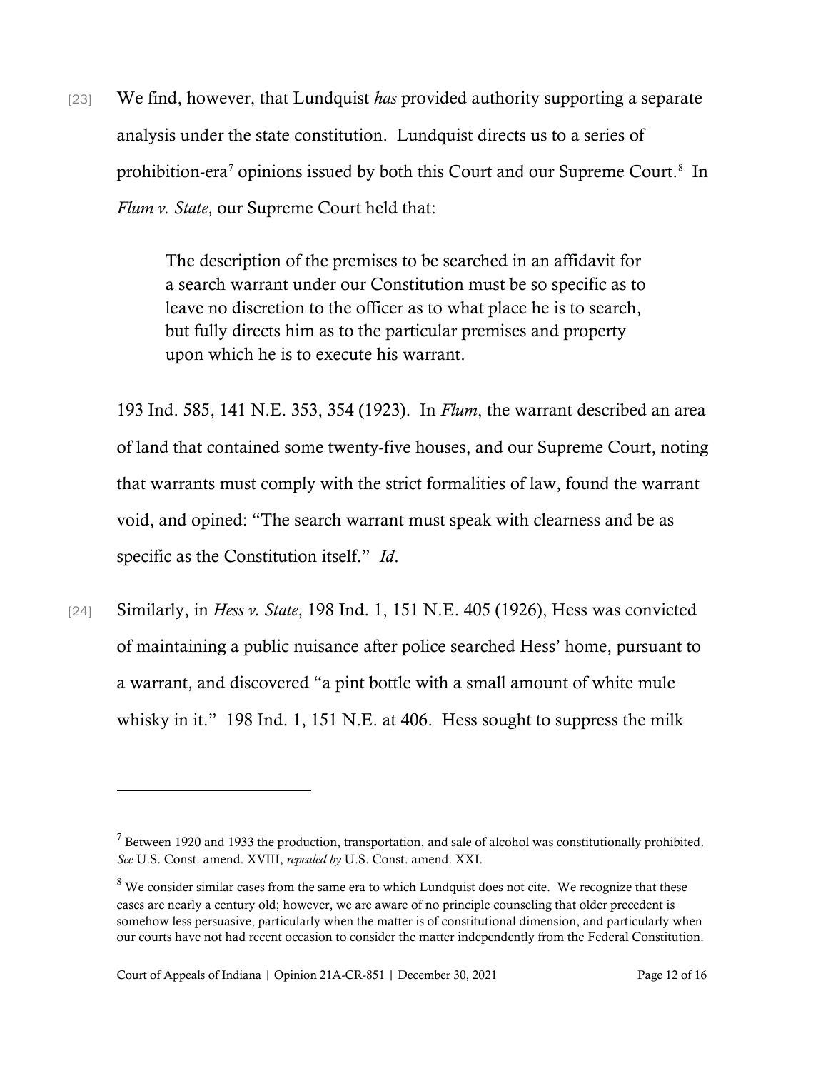[23] We find, however, that Lundquist *has* provided authority supporting a separate analysis under the state constitution. Lundquist directs us to a series of prohibition-era[7] opinions issued by both this Court and our Supreme Court.[8] In *Flum v. State*, our Supreme Court held that:

> The description of the premises to be searched in an affidavit for a search warrant under our Constitution must be so specific as to leave no discretion to the officer as to what place he is to search, but fully directs him as to the particular premises and property upon which he is to execute his warrant.

193 Ind. 585, 141 N.E. 353, 354 (1923). In *Flum*, the warrant described an area of land that contained some twenty-five houses, and our Supreme Court, noting that warrants must comply with the strict formalities of law, found the warrant void, and opined: "The search warrant must speak with clearness and be as specific as the Constitution itself." *Id*.

[24] Similarly, in *Hess v. State*, 198 Ind. 1, 151 N.E. 405 (1926), Hess was convicted of maintaining a public nuisance after police searched Hess' home, pursuant to a warrant, and discovered "a pint bottle with a small amount of white mule whisky in it." 198 Ind. 1, 151 N.E. at 406. Hess sought to suppress the milk

---

[7] Between 1920 and 1933 the production, transportation, and sale of alcohol was constitutionally prohibited. *See* U.S. Const. amend. XVIII, *repealed by* U.S. Const. amend. XXI.

[8] We consider similar cases from the same era to which Lundquist does not cite. We recognize that these cases are nearly a century old; however, we are aware of no principle counseling that older precedent is somehow less persuasive, particularly when the matter is of constitutional dimension, and particularly when our courts have not had recent occasion to consider the matter independently from the Federal Constitution.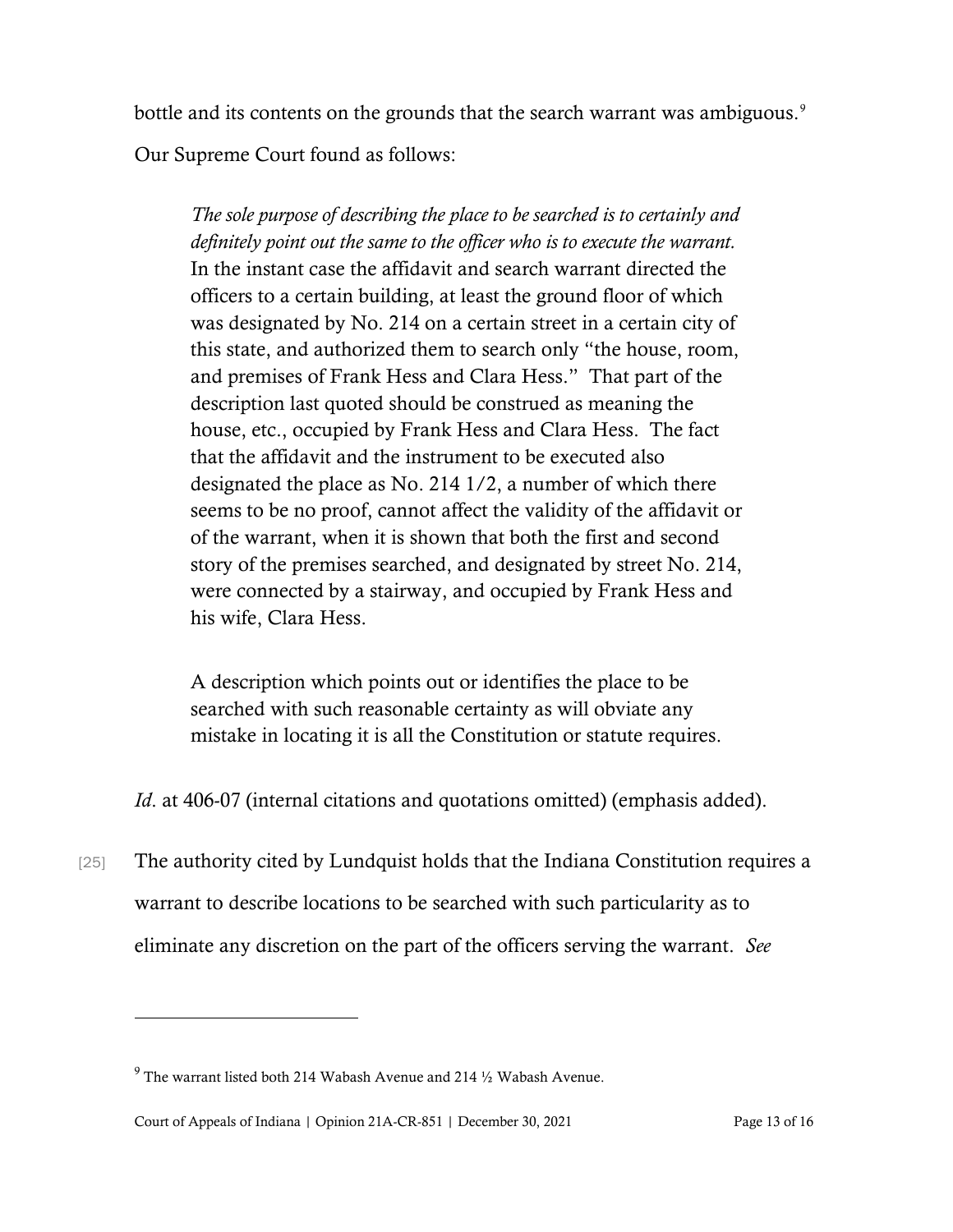bottle and its contents on the grounds that the search warrant was ambiguous.[9] Our Supreme Court found as follows:

> *The sole purpose of describing the place to be searched is to certainly and definitely point out the same to the officer who is to execute the warrant.* In the instant case the affidavit and search warrant directed the officers to a certain building, at least the ground floor of which was designated by No. 214 on a certain street in a certain city of this state, and authorized them to search only "the house, room, and premises of Frank Hess and Clara Hess." That part of the description last quoted should be construed as meaning the house, etc., occupied by Frank Hess and Clara Hess. The fact that the affidavit and the instrument to be executed also designated the place as No. 214 1/2, a number of which there seems to be no proof, cannot affect the validity of the affidavit or of the warrant, when it is shown that both the first and second story of the premises searched, and designated by street No. 214, were connected by a stairway, and occupied by Frank Hess and his wife, Clara Hess.
>
> A description which points out or identifies the place to be searched with such reasonable certainty as will obviate any mistake in locating it is all the Constitution or statute requires.

*Id*. at 406-07 (internal citations and quotations omitted) (emphasis added).

[25] The authority cited by Lundquist holds that the Indiana Constitution requires a warrant to describe locations to be searched with such particularity as to eliminate any discretion on the part of the officers serving the warrant. *See*

---

[9] The warrant listed both 214 Wabash Avenue and 214 ½ Wabash Avenue.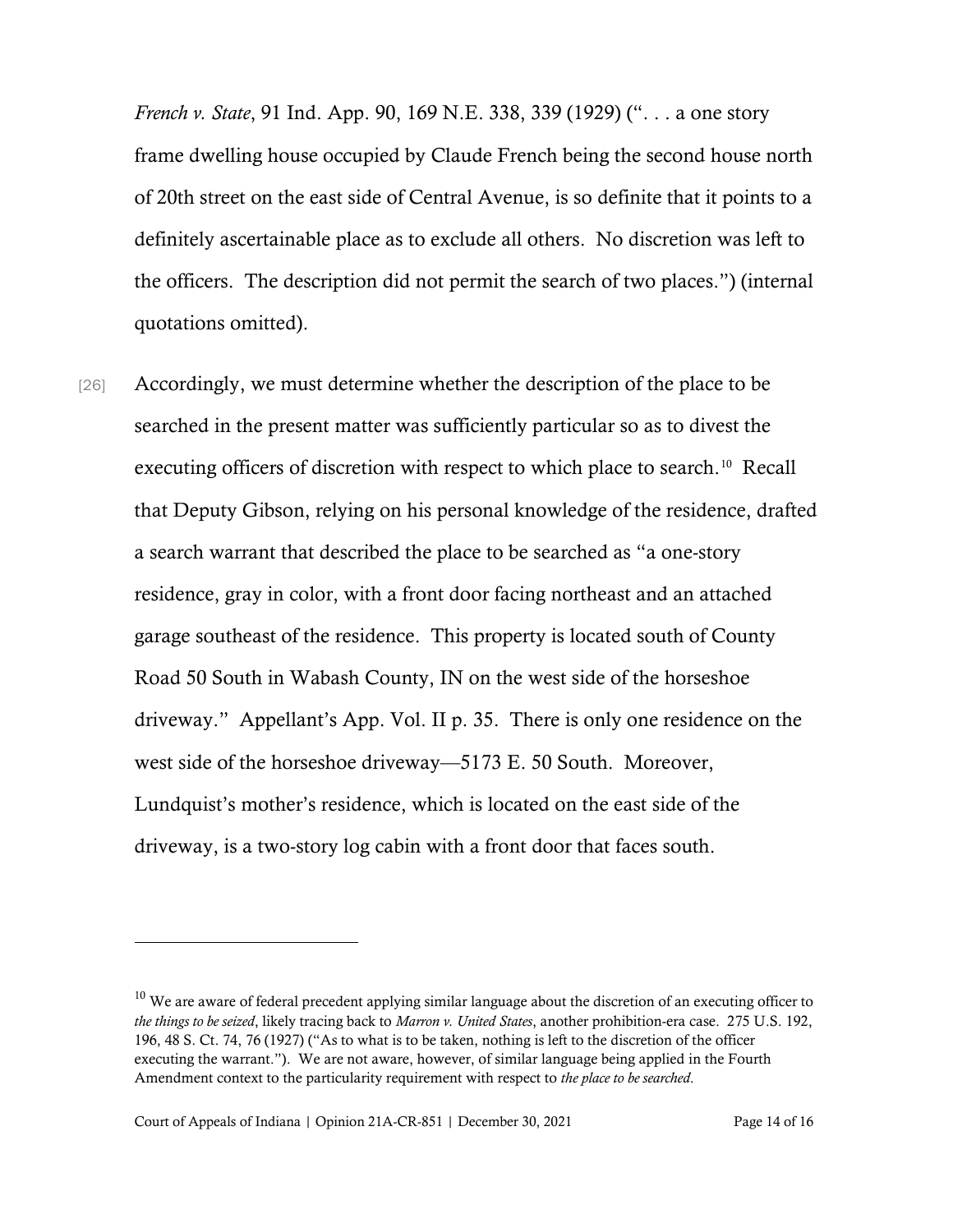*French v. State*, 91 Ind. App. 90, 169 N.E. 338, 339 (1929) (". . . a one story frame dwelling house occupied by Claude French being the second house north of 20th street on the east side of Central Avenue, is so definite that it points to a definitely ascertainable place as to exclude all others. No discretion was left to the officers. The description did not permit the search of two places.") (internal quotations omitted).

[26] Accordingly, we must determine whether the description of the place to be searched in the present matter was sufficiently particular so as to divest the executing officers of discretion with respect to which place to search.[10] Recall that Deputy Gibson, relying on his personal knowledge of the residence, drafted a search warrant that described the place to be searched as "a one-story residence, gray in color, with a front door facing northeast and an attached garage southeast of the residence. This property is located south of County Road 50 South in Wabash County, IN on the west side of the horseshoe driveway." Appellant's App. Vol. II p. 35. There is only one residence on the west side of the horseshoe driveway—5173 E. 50 South. Moreover, Lundquist's mother's residence, which is located on the east side of the driveway, is a two-story log cabin with a front door that faces south.

---

[10] We are aware of federal precedent applying similar language about the discretion of an executing officer to *the things to be seized*, likely tracing back to *Marron v. United States*, another prohibition-era case. 275 U.S. 192, 196, 48 S. Ct. 74, 76 (1927) ("As to what is to be taken, nothing is left to the discretion of the officer executing the warrant."). We are not aware, however, of similar language being applied in the Fourth Amendment context to the particularity requirement with respect to *the place to be searched*.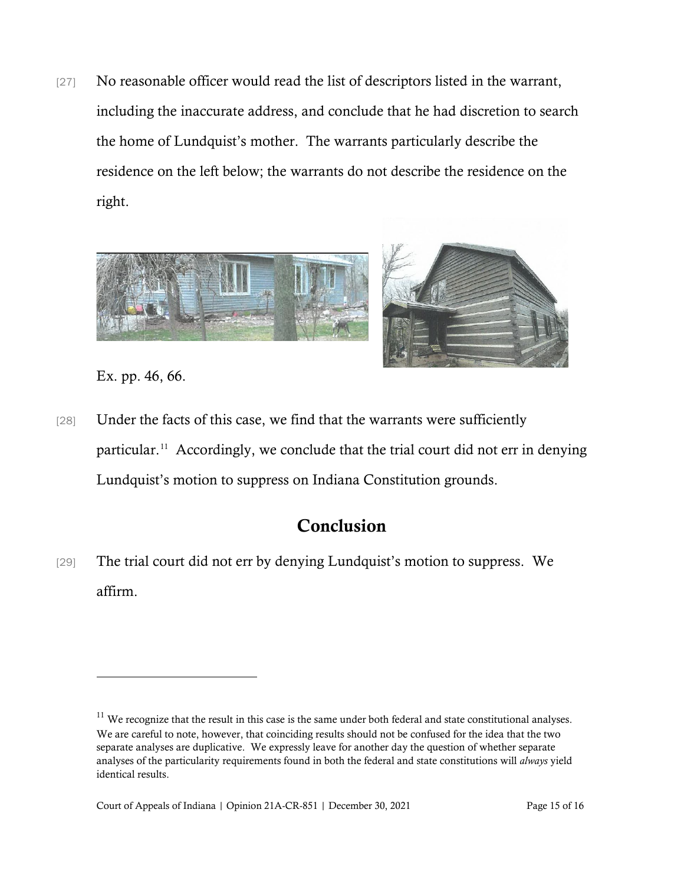[27] No reasonable officer would read the list of descriptors listed in the warrant, including the inaccurate address, and conclude that he had discretion to search the home of Lundquist's mother. The warrants particularly describe the residence on the left below; the warrants do not describe the residence on the right.

Ex. pp. 46, 66.

[28] Under the facts of this case, we find that the warrants were sufficiently particular.[11] Accordingly, we conclude that the trial court did not err in denying Lundquist's motion to suppress on Indiana Constitution grounds.

## Conclusion

[29] The trial court did not err by denying Lundquist's motion to suppress. We affirm.

---

[11] We recognize that the result in this case is the same under both federal and state constitutional analyses. We are careful to note, however, that coinciding results should not be confused for the idea that the two separate analyses are duplicative. We expressly leave for another day the question of whether separate analyses of the particularity requirements found in both the federal and state constitutions will *always* yield identical results.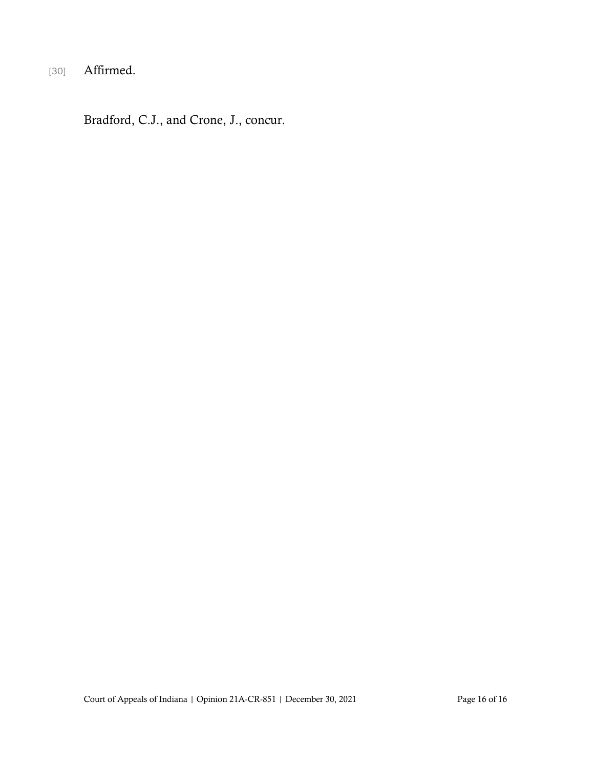[30] Affirmed.

Bradford, C.J., and Crone, J., concur.